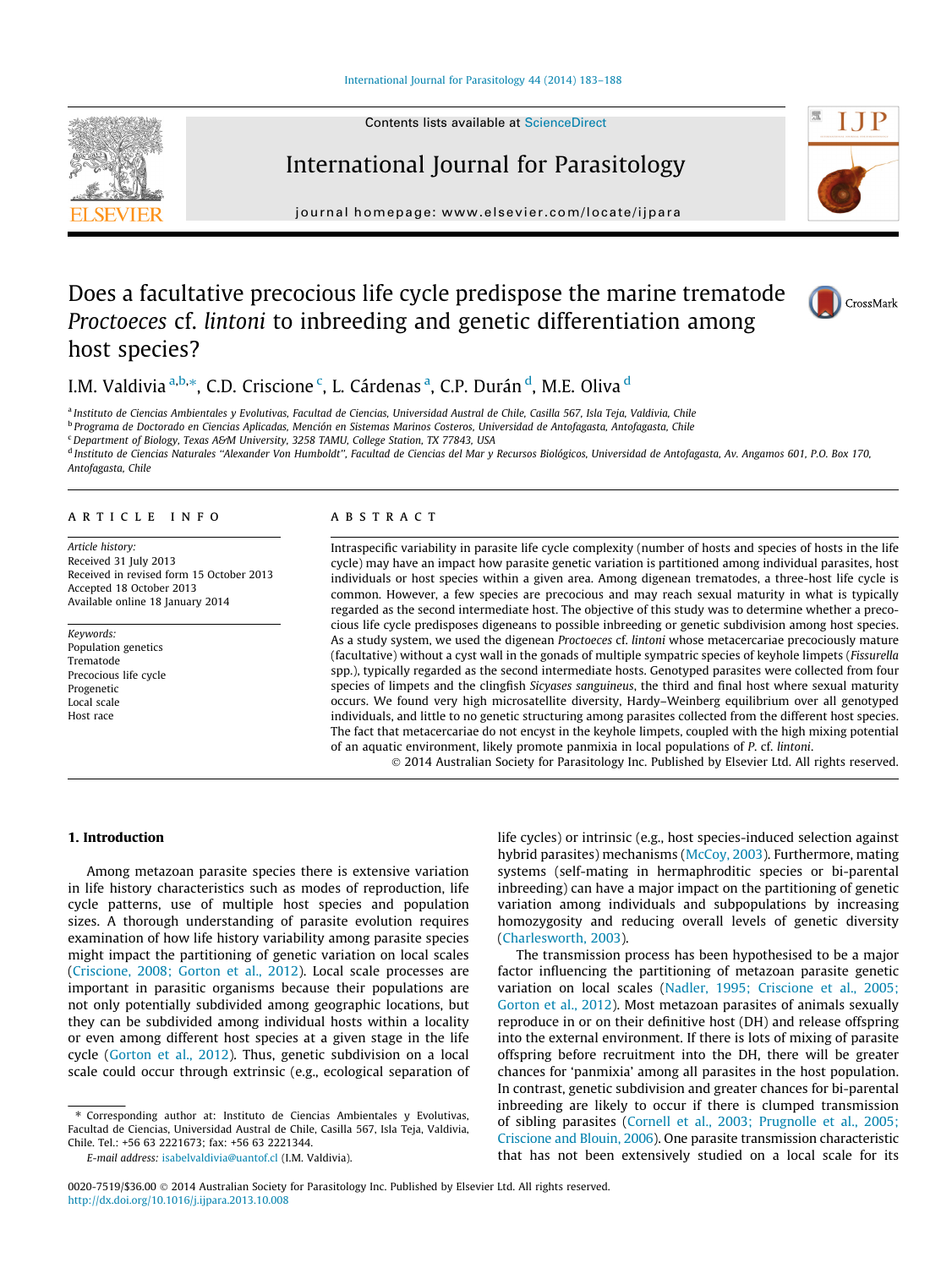# Does a facultative precocious life cycle predispose the marine trematode *Proctoeces* cf. *lintoni* to inbreeding and genetic differentiation among host species?

I.M. Valdivia [a,b,*], C.D. Criscione [c], L. Cárdenas [a], C.P. Durán [d], M.E. Oliva [d]

[a] Instituto de Ciencias Ambientales y Evolutivas, Facultad de Ciencias, Universidad Austral de Chile, Casilla 567, Isla Teja, Valdivia, Chile
[b] Programa de Doctorado en Ciencias Aplicadas, Mención en Sistemas Marinos Costeros, Universidad de Antofagasta, Antofagasta, Chile
[c] Department of Biology, Texas A&M University, 3258 TAMU, College Station, TX 77843, USA
[d] Instituto de Ciencias Naturales "Alexander Von Humboldt", Facultad de Ciencias del Mar y Recursos Biológicos, Universidad de Antofagasta, Av. Angamos 601, P.O. Box 170, Antofagasta, Chile

## ARTICLE INFO

*Article history:*
Received 31 July 2013
Received in revised form 15 October 2013
Accepted 18 October 2013
Available online 18 January 2014

*Keywords:*
Population genetics
Trematode
Precocious life cycle
Progenetic
Local scale
Host race

## ABSTRACT

Intraspecific variability in parasite life cycle complexity (number of hosts and species of hosts in the life cycle) may have an impact how parasite genetic variation is partitioned among individual parasites, host individuals or host species within a given area. Among digenean trematodes, a three-host life cycle is common. However, a few species are precocious and may reach sexual maturity in what is typically regarded as the second intermediate host. The objective of this study was to determine whether a precocious life cycle predisposes digeneans to possible inbreeding or genetic subdivision among host species. As a study system, we used the digenean *Proctoeces* cf. *lintoni* whose metacercariae precociously mature (facultative) without a cyst wall in the gonads of multiple sympatric species of keyhole limpets (*Fissurella* spp.), typically regarded as the second intermediate hosts. Genotyped parasites were collected from four species of limpets and the clingfish *Sicyases sanguineus*, the third and final host where sexual maturity occurs. We found very high microsatellite diversity, Hardy–Weinberg equilibrium over all genotyped individuals, and little to no genetic structuring among parasites collected from the different host species. The fact that metacercariae do not encyst in the keyhole limpets, coupled with the high mixing potential of an aquatic environment, likely promote panmixia in local populations of *P.* cf. *lintoni*.

© 2014 Australian Society for Parasitology Inc. Published by Elsevier Ltd. All rights reserved.

## 1. Introduction

Among metazoan parasite species there is extensive variation in life history characteristics such as modes of reproduction, life cycle patterns, use of multiple host species and population sizes. A thorough understanding of parasite evolution requires examination of how life history variability among parasite species might impact the partitioning of genetic variation on local scales (Criscione, 2008; Gorton et al., 2012). Local scale processes are important in parasitic organisms because their populations are not only potentially subdivided among geographic locations, but they can be subdivided among individual hosts within a locality or even among different host species at a given stage in the life cycle (Gorton et al., 2012). Thus, genetic subdivision on a local scale could occur through extrinsic (e.g., ecological separation of life cycles) or intrinsic (e.g., host species-induced selection against hybrid parasites) mechanisms (McCoy, 2003). Furthermore, mating systems (self-mating in hermaphroditic species or bi-parental inbreeding) can have a major impact on the partitioning of genetic variation among individuals and subpopulations by increasing homozygosity and reducing overall levels of genetic diversity (Charlesworth, 2003).

The transmission process has been hypothesised to be a major factor influencing the partitioning of metazoan parasite genetic variation on local scales (Nadler, 1995; Criscione et al., 2005; Gorton et al., 2012). Most metazoan parasites of animals sexually reproduce in or on their definitive host (DH) and release offspring into the external environment. If there is lots of mixing of parasite offspring before recruitment into the DH, there will be greater chances for 'panmixia' among all parasites in the host population. In contrast, genetic subdivision and greater chances for bi-parental inbreeding are likely to occur if there is clumped transmission of sibling parasites (Cornell et al., 2003; Prugnolle et al., 2005; Criscione and Blouin, 2006). One parasite transmission characteristic that has not been extensively studied on a local scale for its

\* Corresponding author at: Instituto de Ciencias Ambientales y Evolutivas, Facultad de Ciencias, Universidad Austral de Chile, Casilla 567, Isla Teja, Valdivia, Chile. Tel.: +56 63 2221673; fax: +56 63 2221344.
E-mail address: isabelvaldivia@uantof.cl (I.M. Valdivia).

0020-7519/$36.00 © 2014 Australian Society for Parasitology Inc. Published by Elsevier Ltd. All rights reserved.
http://dx.doi.org/10.1016/j.ijpara.2013.10.008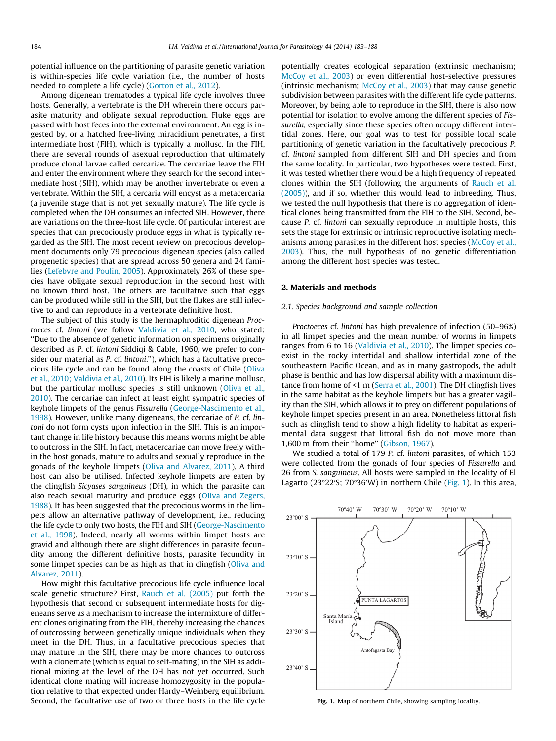potential influence on the partitioning of parasite genetic variation is within-species life cycle variation (i.e., the number of hosts needed to complete a life cycle) (Gorton et al., 2012).

Among digenean trematodes a typical life cycle involves three hosts. Generally, a vertebrate is the DH wherein there occurs parasite maturity and obligate sexual reproduction. Fluke eggs are passed with host feces into the external environment. An egg is ingested by, or a hatched free-living miracidium penetrates, a first intermediate host (FIH), which is typically a mollusc. In the FIH, there are several rounds of asexual reproduction that ultimately produce clonal larvae called cercariae. The cercariae leave the FIH and enter the environment where they search for the second intermediate host (SIH), which may be another invertebrate or even a vertebrate. Within the SIH, a cercaria will encyst as a metacercaria (a juvenile stage that is not yet sexually mature). The life cycle is completed when the DH consumes an infected SIH. However, there are variations on the three-host life cycle. Of particular interest are species that can precociously produce eggs in what is typically regarded as the SIH. The most recent review on precocious development documents only 79 precocious digenean species (also called progenetic species) that are spread across 50 genera and 24 families (Lefebvre and Poulin, 2005). Approximately 26% of these species have obligate sexual reproduction in the second host with no known third host. The others are facultative such that eggs can be produced while still in the SIH, but the flukes are still infective to and can reproduce in a vertebrate definitive host.

The subject of this study is the hermaphroditic digenean *Proctoeces* cf. *lintoni* (we follow Valdivia et al., 2010, who stated: "Due to the absence of genetic information on specimens originally described as *P.* cf. *lintoni* Siddiqi & Cable, 1960, we prefer to consider our material as *P.* cf. *lintoni*."), which has a facultative precocious life cycle and can be found along the coasts of Chile (Oliva et al., 2010; Valdivia et al., 2010). Its FIH is likely a marine mollusc, but the particular mollusc species is still unknown (Oliva et al., 2010). The cercariae can infect at least eight sympatric species of keyhole limpets of the genus *Fissurella* (George-Nascimento et al., 1998). However, unlike many digeneans, the cercariae of *P.* cf. *lintoni* do not form cysts upon infection in the SIH. This is an important change in life history because this means worms might be able to outcross in the SIH. In fact, metacercariae can move freely within the host gonads, mature to adults and sexually reproduce in the gonads of the keyhole limpets (Oliva and Alvarez, 2011). A third host can also be utilised. Infected keyhole limpets are eaten by the clingfish *Sicyases sanguineus* (DH), in which the parasite can also reach sexual maturity and produce eggs (Oliva and Zegers, 1988). It has been suggested that the precocious worms in the limpets allow an alternative pathway of development, i.e., reducing the life cycle to only two hosts, the FIH and SIH (George-Nascimento et al., 1998). Indeed, nearly all worms within limpet hosts are gravid and although there are slight differences in parasite fecundity among the different definitive hosts, parasite fecundity in some limpet species can be as high as that in clingfish (Oliva and Alvarez, 2011).

How might this facultative precocious life cycle influence local scale genetic structure? First, Rauch et al. (2005) put forth the hypothesis that second or subsequent intermediate hosts for digeneans serve as a mechanism to increase the intermixture of different clones originating from the FIH, thereby increasing the chances of outcrossing between genetically unique individuals when they meet in the DH. Thus, in a facultative precocious species that may mature in the SIH, there may be more chances to outcross with a clonemate (which is equal to self-mating) in the SIH as additional mixing at the level of the DH has not yet occurred. Such identical clone mating will increase homozygosity in the population relative to that expected under Hardy–Weinberg equilibrium. Second, the facultative use of two or three hosts in the life cycle potentially creates ecological separation (extrinsic mechanism; McCoy et al., 2003) or even differential host-selective pressures (intrinsic mechanism; McCoy et al., 2003) that may cause genetic subdivision between parasites with the different life cycle patterns. Moreover, by being able to reproduce in the SIH, there is also now potential for isolation to evolve among the different species of *Fissurella*, especially since these species often occupy different intertidal zones. Here, our goal was to test for possible local scale partitioning of genetic variation in the facultatively precocious *P.* cf. *lintoni* sampled from different SIH and DH species and from the same locality. In particular, two hypotheses were tested. First, it was tested whether there would be a high frequency of repeated clones within the SIH (following the arguments of Rauch et al. (2005)), and if so, whether this would lead to inbreeding. Thus, we tested the null hypothesis that there is no aggregation of identical clones being transmitted from the FIH to the SIH. Second, because *P.* cf. *lintoni* can sexually reproduce in multiple hosts, this sets the stage for extrinsic or intrinsic reproductive isolating mechanisms among parasites in the different host species (McCoy et al., 2003). Thus, the null hypothesis of no genetic differentiation among the different host species was tested.

## 2. Materials and methods

### 2.1. Species background and sample collection

*Proctoeces* cf. *lintoni* has high prevalence of infection (50–96%) in all limpet species and the mean number of worms in limpets ranges from 6 to 16 (Valdivia et al., 2010). The limpet species coexist in the rocky intertidal and shallow intertidal zone of the southeastern Pacific Ocean, and as in many gastropods, the adult phase is benthic and has low dispersal ability with a maximum distance from home of <1 m (Serra et al., 2001). The DH clingfish lives in the same habitat as the keyhole limpets but has a greater vagility than the SIH, which allows it to prey on different populations of keyhole limpet species present in an area. Nonetheless littoral fish such as clingfish tend to show a high fidelity to habitat as experimental data suggest that littoral fish do not move more than 1,600 m from their "home" (Gibson, 1967).

We studied a total of 179 *P.* cf. *lintoni* parasites, of which 153 were collected from the gonads of four species of *Fissurella* and 26 from *S. sanguineus*. All hosts were sampled in the locality of El Lagarto (23°22′S; 70°36′W) in northern Chile (Fig. 1). In this area,

Fig. 1. Map of northern Chile, showing sampling locality.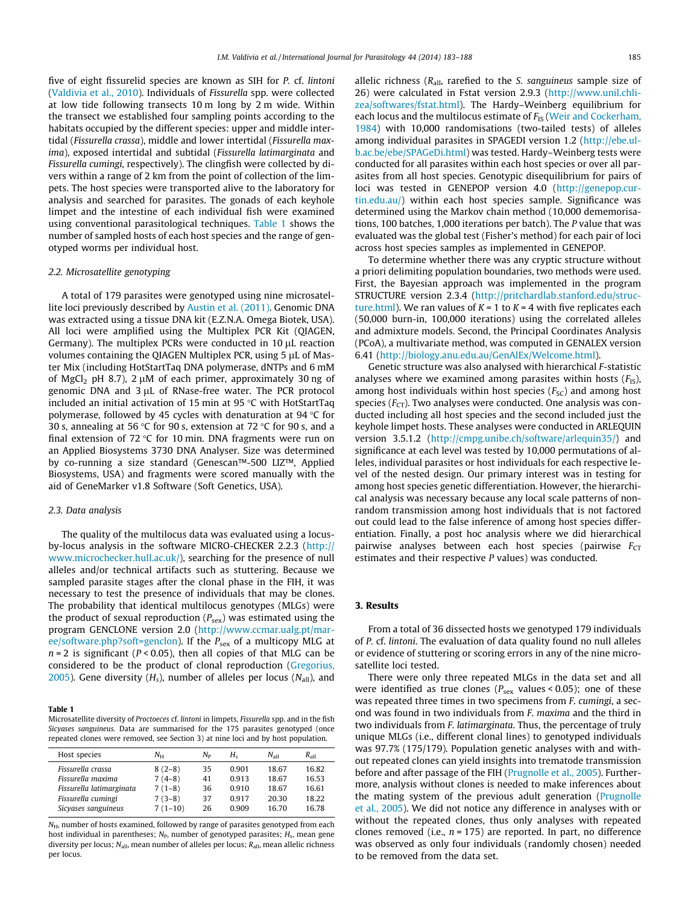five of eight fissurelid species are known as SIH for *P.* cf. *lintoni* (Valdivia et al., 2010). Individuals of *Fissurella* spp. were collected at low tide following transects 10 m long by 2 m wide. Within the transect we established four sampling points according to the habitats occupied by the different species: upper and middle intertidal (*Fissurella crassa*), middle and lower intertidal (*Fissurella maxima*), exposed intertidal and subtidal (*Fissurella latimarginata* and *Fissurella cumingi*, respectively). The clingfish were collected by divers within a range of 2 km from the point of collection of the limpets. The host species were transported alive to the laboratory for analysis and searched for parasites. The gonads of each keyhole limpet and the intestine of each individual fish were examined using conventional parasitological techniques. Table 1 shows the number of sampled hosts of each host species and the range of genotyped worms per individual host.

### 2.2. Microsatellite genotyping

A total of 179 parasites were genotyped using nine microsatellite loci previously described by Austin et al. (2011). Genomic DNA was extracted using a tissue DNA kit (E.Z.N.A. Omega Biotek, USA). All loci were amplified using the Multiplex PCR Kit (QIAGEN, Germany). The multiplex PCRs were conducted in 10 μL reaction volumes containing the QIAGEN Multiplex PCR, using 5 μL of Master Mix (including HotStartTaq DNA polymerase, dNTPs and 6 mM of $MgCl_2$ pH 8.7), 2 μM of each primer, approximately 30 ng of genomic DNA and 3 μL of RNase-free water. The PCR protocol included an initial activation of 15 min at 95 °C with HotStartTaq polymerase, followed by 45 cycles with denaturation at 94 °C for 30 s, annealing at 56 °C for 90 s, extension at 72 °C for 90 s, and a final extension of 72 °C for 10 min. DNA fragments were run on an Applied Biosystems 3730 DNA Analyser. Size was determined by co-running a size standard (Genescan™-500 LIZ™, Applied Biosystems, USA) and fragments were scored manually with the aid of GeneMarker v1.8 Software (Soft Genetics, USA).

### 2.3. Data analysis

The quality of the multilocus data was evaluated using a locus-by-locus analysis in the software MICRO-CHECKER 2.2.3 (http://www.microchecker.hull.ac.uk/), searching for the presence of null alleles and/or technical artifacts such as stuttering. Because we sampled parasite stages after the clonal phase in the FIH, it was necessary to test the presence of individuals that may be clones. The probability that identical multilocus genotypes (MLGs) were the product of sexual reproduction ($P_{sex}$) was estimated using the program GENCLONE version 2.0 (http://www.ccmar.ualg.pt/maree/software.php?soft=genclon). If the $P_{sex}$ of a multicopy MLG at $n = 2$ is significant ($P < 0.05$), then all copies of that MLG can be considered to be the product of clonal reproduction (Gregorius, 2005). Gene diversity ($H_s$), number of alleles per locus ($N_{all}$), and allelic richness ($R_{all}$, rarefied to the *S. sanguineus* sample size of 26) were calculated in Fstat version 2.9.3 (http://www.unil.ch/izea/softwares/fstat.html). The Hardy–Weinberg equilibrium for each locus and the multilocus estimate of $F_{IS}$ (Weir and Cockerham, 1984) with 10,000 randomisations (two-tailed tests) of alleles among individual parasites in SPAGEDI version 1.2 (http://ebe.ulb.ac.be/ebe/SPAGeDi.html) was tested. Hardy–Weinberg tests were conducted for all parasites within each host species or over all parasites from all host species. Genotypic disequilibrium for pairs of loci was tested in GENEPOP version 4.0 (http://genepop.curtin.edu.au/) within each host species sample. Significance was determined using the Markov chain method (10,000 dememorisations, 100 batches, 1,000 iterations per batch). The *P* value that was evaluated was the global test (Fisher's method) for each pair of loci across host species samples as implemented in GENEPOP.

To determine whether there was any cryptic structure without a priori delimiting population boundaries, two methods were used. First, the Bayesian approach was implemented in the program STRUCTURE version 2.3.4 (http://pritchardlab.stanford.edu/structure.html). We ran values of $K = 1$ to $K = 4$ with five replicates each (50,000 burn-in, 100,000 iterations) using the correlated alleles and admixture models. Second, the Principal Coordinates Analysis (PCoA), a multivariate method, was computed in GENALEX version 6.41 (http://biology.anu.edu.au/GenAlEx/Welcome.html).

Genetic structure was also analysed with hierarchical *F*-statistic analyses where we examined among parasites within hosts ($F_{IS}$), among host individuals within host species ($F_{SC}$) and among host species ($F_{CT}$). Two analyses were conducted. One analysis was conducted including all host species and the second included just the keyhole limpet hosts. These analyses were conducted in ARLEQUIN version 3.5.1.2 (http://cmpg.unibe.ch/software/arlequin35/) and significance at each level was tested by 10,000 permutations of alleles, individual parasites or host individuals for each respective level of the nested design. Our primary interest was in testing for among host species genetic differentiation. However, the hierarchical analysis was necessary because any local scale patterns of non-random transmission among host individuals that is not factored out could lead to the false inference of among host species differentiation. Finally, a post hoc analysis where we did hierarchical pairwise analyses between each host species (pairwise $F_{CT}$ estimates and their respective *P* values) was conducted.

## 3. Results

From a total of 36 dissected hosts we genotyped 179 individuals of *P.* cf. *lintoni*. The evaluation of data quality found no null alleles or evidence of stuttering or scoring errors in any of the nine microsatellite loci tested.

There were only three repeated MLGs in the data set and all were identified as true clones ($P_{sex}$ values < 0.05); one of these was repeated three times in two specimens from *F. cumingi*, a second was found in two individuals from *F. maxima* and the third in two individuals from *F. latimarginata*. Thus, the percentage of truly unique MLGs (i.e., different clonal lines) to genotyped individuals was 97.7% (175/179). Population genetic analyses with and without repeated clones can yield insights into trematode transmission before and after passage of the FIH (Prugnolle et al., 2005). Furthermore, analysis without clones is needed to make inferences about the mating system of the previous adult generation (Prugnolle et al., 2005). We did not notice any difference in analyses with or without the repeated clones, thus only analyses with repeated clones removed (i.e., $n = 175$) are reported. In part, no difference was observed as only four individuals (randomly chosen) needed to be removed from the data set.

**Table 1**
Microsatellite diversity of *Proctoeces* cf. *lintoni* in limpets, *Fissurella* spp. and in the fish *Sicyases sanguineus*. Data are summarised for the 175 parasites genotyped (once repeated clones were removed, see Section 3) at nine loci and by host population.

| Host species | $N_H$ | $N_P$ | $H_s$ | $N_{all}$ | $R_{all}$ |
|---|---|---|---|---|---|
| *Fissurella crassa* | 8 (2–8) | 35 | 0.901 | 18.67 | 16.82 |
| *Fissurella maxima* | 7 (4–8) | 41 | 0.913 | 18.67 | 16.53 |
| *Fissurella latimarginata* | 7 (1–8) | 36 | 0.910 | 18.67 | 16.61 |
| *Fissurella cumingi* | 7 (3–8) | 37 | 0.917 | 20.30 | 18.22 |
| *Sicyases sanguineus* | 7 (1–10) | 26 | 0.909 | 16.70 | 16.78 |

$N_H$, number of hosts examined, followed by range of parasites genotyped from each host individual in parentheses; $N_P$, number of genotyped parasites; $H_s$, mean gene diversity per locus; $N_{all}$, mean number of alleles per locus; $R_{all}$, mean allelic richness per locus.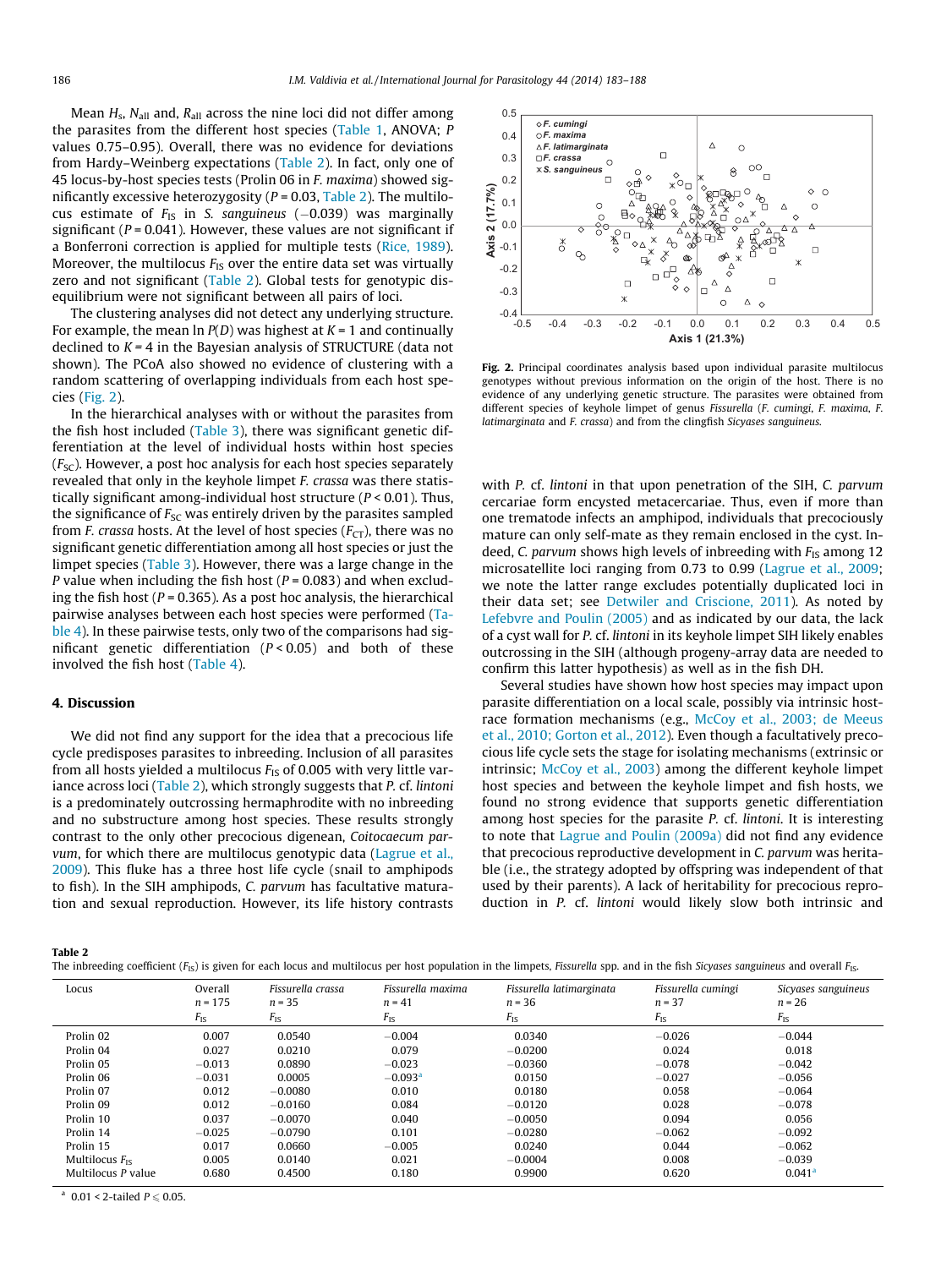Mean $H_s$, $N_{all}$ and, $R_{all}$ across the nine loci did not differ among the parasites from the different host species (Table 1, ANOVA; *P* values 0.75–0.95). Overall, there was no evidence for deviations from Hardy–Weinberg expectations (Table 2). In fact, only one of 45 locus-by-host species tests (Prolin 06 in *F. maxima*) showed significantly excessive heterozygosity ($P = 0.03$, Table 2). The multilocus estimate of $F_{IS}$ in *S. sanguineus* (−0.039) was marginally significant ($P = 0.041$). However, these values are not significant if a Bonferroni correction is applied for multiple tests (Rice, 1989). Moreover, the multilocus $F_{IS}$ over the entire data set was virtually zero and not significant (Table 2). Global tests for genotypic disequilibrium were not significant between all pairs of loci.

The clustering analyses did not detect any underlying structure. For example, the mean ln $P(D)$ was highest at $K = 1$ and continually declined to $K = 4$ in the Bayesian analysis of STRUCTURE (data not shown). The PCoA also showed no evidence of clustering with a random scattering of overlapping individuals from each host species (Fig. 2).

In the hierarchical analyses with or without the parasites from the fish host included (Table 3), there was significant genetic differentiation at the level of individual hosts within host species ($F_{SC}$). However, a post hoc analysis for each host species separately revealed that only in the keyhole limpet *F. crassa* was there statistically significant among-individual host structure ($P < 0.01$). Thus, the significance of $F_{SC}$ was entirely driven by the parasites sampled from *F. crassa* hosts. At the level of host species ($F_{CT}$), there was no significant genetic differentiation among all host species or just the limpet species (Table 3). However, there was a large change in the *P* value when including the fish host ($P = 0.083$) and when excluding the fish host ($P = 0.365$). As a post hoc analysis, the hierarchical pairwise analyses between each host species were performed (Table 4). In these pairwise tests, only two of the comparisons had significant genetic differentiation ($P < 0.05$) and both of these involved the fish host (Table 4).

## 4. Discussion

We did not find any support for the idea that a precocious life cycle predisposes parasites to inbreeding. Inclusion of all parasites from all hosts yielded a multilocus $F_{IS}$ of 0.005 with very little variance across loci (Table 2), which strongly suggests that *P.* cf. *lintoni* is a predominately outcrossing hermaphrodite with no inbreeding and no substructure among host species. These results strongly contrast to the only other precocious digenean, *Coitocaecum parvum*, for which there are multilocus genotypic data (Lagrue et al., 2009). This fluke has a three host life cycle (snail to amphipods to fish). In the SIH amphipods, *C. parvum* has facultative maturation and sexual reproduction. However, its life history contrasts with *P.* cf. *lintoni* in that upon penetration of the SIH, *C. parvum* cercariae form encysted metacercariae. Thus, even if more than one trematode infects an amphipod, individuals that precociously mature can only self-mate as they remain enclosed in the cyst. Indeed, *C. parvum* shows high levels of inbreeding with $F_{IS}$ among 12 microsatellite loci ranging from 0.73 to 0.99 (Lagrue et al., 2009; we note the latter range excludes potentially duplicated loci in their data set; see Detwiler and Criscione, 2011). As noted by Lefebvre and Poulin (2005) and as indicated by our data, the lack of a cyst wall for *P.* cf. *lintoni* in its keyhole limpet SIH likely enables outcrossing in the SIH (although progeny-array data are needed to confirm this latter hypothesis) as well as in the fish DH.

Several studies have shown how host species may impact upon parasite differentiation on a local scale, possibly via intrinsic host-race formation mechanisms (e.g., McCoy et al., 2003; de Meeus et al., 2010; Gorton et al., 2012). Even though a facultatively precocious life cycle sets the stage for isolating mechanisms (extrinsic or intrinsic; McCoy et al., 2003) among the different keyhole limpet host species and between the keyhole limpet and fish hosts, we found no strong evidence that supports genetic differentiation among host species for the parasite *P.* cf. *lintoni*. It is interesting to note that Lagrue and Poulin (2009a) did not find any evidence that precocious reproductive development in *C. parvum* was heritable (i.e., the strategy adopted by offspring was independent of that used by their parents). A lack of heritability for precocious reproduction in *P.* cf. *lintoni* would likely slow both intrinsic and

Fig. 2. Principal coordinates analysis based upon individual parasite multilocus genotypes without previous information on the origin of the host. There is no evidence of any underlying genetic structure. The parasites were obtained from different species of keyhole limpet of genus *Fissurella* (*F. cumingi*, *F. maxima*, *F. latimarginata* and *F. crassa*) and from the clingfish *Sicyases sanguineus*.

**Table 2**
The inbreeding coefficient ($F_{IS}$) is given for each locus and multilocus per host population in the limpets, *Fissurella* spp. and in the fish *Sicyases sanguineus* and overall $F_{IS}$.

| Locus | Overall $n = 175$ $F_{IS}$ | *Fissurella crassa* $n = 35$ $F_{IS}$ | *Fissurella maxima* $n = 41$ $F_{IS}$ | *Fissurella latimarginata* $n = 36$ $F_{IS}$ | *Fissurella cumingi* $n = 37$ $F_{IS}$ | *Sicyases sanguineus* $n = 26$ $F_{IS}$ |
|---|---|---|---|---|---|---|
| Prolin 02 | 0.007 | 0.0540 | −0.004 | 0.0340 | −0.026 | −0.044 |
| Prolin 04 | 0.027 | 0.0210 | 0.079 | −0.0200 | 0.024 | 0.018 |
| Prolin 05 | −0.013 | 0.0890 | −0.023 | −0.0360 | −0.078 | −0.042 |
| Prolin 06 | −0.031 | 0.0005 | −0.093[a] | 0.0150 | −0.027 | −0.056 |
| Prolin 07 | 0.012 | −0.0080 | 0.010 | 0.0180 | 0.058 | −0.064 |
| Prolin 09 | 0.012 | −0.0160 | 0.084 | −0.0120 | 0.028 | −0.078 |
| Prolin 10 | 0.037 | −0.0070 | 0.040 | −0.0050 | 0.094 | 0.056 |
| Prolin 14 | −0.025 | −0.0790 | 0.101 | −0.0280 | −0.062 | −0.092 |
| Prolin 15 | 0.017 | 0.0660 | −0.005 | 0.0240 | 0.044 | −0.062 |
| Multilocus $F_{IS}$ | 0.005 | 0.0140 | 0.021 | −0.0004 | 0.008 | −0.039 |
| Multilocus *P* value | 0.680 | 0.4500 | 0.180 | 0.9900 | 0.620 | 0.041[a] |

[a] 0.01 < 2-tailed $P \leqslant 0.05$.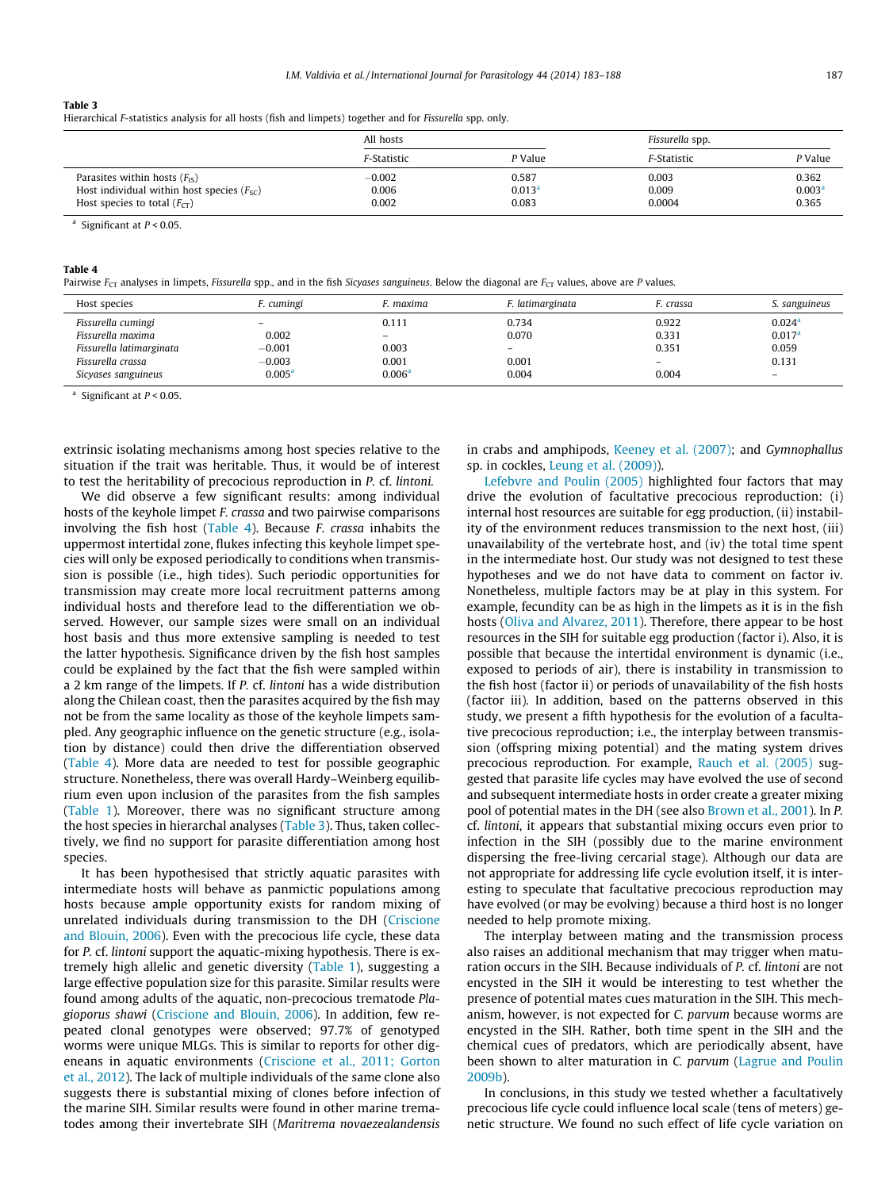**Table 3**
Hierarchical F-statistics analysis for all hosts (fish and limpets) together and for *Fissurella* spp. only.

| | All hosts | | *Fissurella* spp. | |
|---|---|---|---|---|
| | *F*-Statistic | *P* Value | *F*-Statistic | *P* Value |
| Parasites within hosts ($F_{IS}$) | −0.002 | 0.587 | 0.003 | 0.362 |
| Host individual within host species ($F_{SC}$) | 0.006 | 0.013[a] | 0.009 | 0.003[a] |
| Host species to total ($F_{CT}$) | 0.002 | 0.083 | 0.0004 | 0.365 |

[a] Significant at $P < 0.05$.

**Table 4**
Pairwise $F_{CT}$ analyses in limpets, *Fissurella* spp., and in the fish *Sicyases sanguineus*. Below the diagonal are $F_{CT}$ values, above are P values.

| Host species | *F. cumingi* | *F. maxima* | *F. latimarginata* | *F. crassa* | *S. sanguineus* |
|---|---|---|---|---|---|
| *Fissurella cumingi* | – | 0.111 | 0.734 | 0.922 | 0.024[a] |
| *Fissurella maxima* | 0.002 | – | 0.070 | 0.331 | 0.017[a] |
| *Fissurella latimarginata* | −0.001 | 0.003 | – | 0.351 | 0.059 |
| *Fissurella crassa* | −0.003 | 0.001 | 0.001 | – | 0.131 |
| *Sicyases sanguineus* | 0.005[a] | 0.006[a] | 0.004 | 0.004 | – |

[a] Significant at $P < 0.05$.

extrinsic isolating mechanisms among host species relative to the situation if the trait was heritable. Thus, it would be of interest to test the heritability of precocious reproduction in *P.* cf. *lintoni.*

We did observe a few significant results: among individual hosts of the keyhole limpet *F. crassa* and two pairwise comparisons involving the fish host (Table 4). Because *F. crassa* inhabits the uppermost intertidal zone, flukes infecting this keyhole limpet species will only be exposed periodically to conditions when transmission is possible (i.e., high tides). Such periodic opportunities for transmission may create more local recruitment patterns among individual hosts and therefore lead to the differentiation we observed. However, our sample sizes were small on an individual host basis and thus more extensive sampling is needed to test the latter hypothesis. Significance driven by the fish host samples could be explained by the fact that the fish were sampled within a 2 km range of the limpets. If *P.* cf. *lintoni* has a wide distribution along the Chilean coast, then the parasites acquired by the fish may not be from the same locality as those of the keyhole limpets sampled. Any geographic influence on the genetic structure (e.g., isolation by distance) could then drive the differentiation observed (Table 4). More data are needed to test for possible geographic structure. Nonetheless, there was overall Hardy–Weinberg equilibrium even upon inclusion of the parasites from the fish samples (Table 1). Moreover, there was no significant structure among the host species in hierarchal analyses (Table 3). Thus, taken collectively, we find no support for parasite differentiation among host species.

It has been hypothesised that strictly aquatic parasites with intermediate hosts will behave as panmictic populations among hosts because ample opportunity exists for random mixing of unrelated individuals during transmission to the DH (Criscione and Blouin, 2006). Even with the precocious life cycle, these data for *P.* cf. *lintoni* support the aquatic-mixing hypothesis. There is extremely high allelic and genetic diversity (Table 1), suggesting a large effective population size for this parasite. Similar results were found among adults of the aquatic, non-precocious trematode *Plagioporus shawi* (Criscione and Blouin, 2006). In addition, few repeated clonal genotypes were observed; 97.7% of genotyped worms were unique MLGs. This is similar to reports for other digeneans in aquatic environments (Criscione et al., 2011; Gorton et al., 2012). The lack of multiple individuals of the same clone also suggests there is substantial mixing of clones before infection of the marine SIH. Similar results were found in other marine trematodes among their invertebrate SIH (*Maritrema novaezealandensis* in crabs and amphipods, Keeney et al. (2007); and *Gymnophallus* sp. in cockles, Leung et al. (2009)).

Lefebvre and Poulin (2005) highlighted four factors that may drive the evolution of facultative precocious reproduction: (i) internal host resources are suitable for egg production, (ii) instability of the environment reduces transmission to the next host, (iii) unavailability of the vertebrate host, and (iv) the total time spent in the intermediate host. Our study was not designed to test these hypotheses and we do not have data to comment on factor iv. Nonetheless, multiple factors may be at play in this system. For example, fecundity can be as high in the limpets as it is in the fish hosts (Oliva and Alvarez, 2011). Therefore, there appear to be host resources in the SIH for suitable egg production (factor i). Also, it is possible that because the intertidal environment is dynamic (i.e., exposed to periods of air), there is instability in transmission to the fish host (factor ii) or periods of unavailability of the fish hosts (factor iii). In addition, based on the patterns observed in this study, we present a fifth hypothesis for the evolution of a facultative precocious reproduction; i.e., the interplay between transmission (offspring mixing potential) and the mating system drives precocious reproduction. For example, Rauch et al. (2005) suggested that parasite life cycles may have evolved the use of second and subsequent intermediate hosts in order create a greater mixing pool of potential mates in the DH (see also Brown et al., 2001). In *P.* cf. *lintoni*, it appears that substantial mixing occurs even prior to infection in the SIH (possibly due to the marine environment dispersing the free-living cercarial stage). Although our data are not appropriate for addressing life cycle evolution itself, it is interesting to speculate that facultative precocious reproduction may have evolved (or may be evolving) because a third host is no longer needed to help promote mixing.

The interplay between mating and the transmission process also raises an additional mechanism that may trigger when maturation occurs in the SIH. Because individuals of *P.* cf. *lintoni* are not encysted in the SIH it would be interesting to test whether the presence of potential mates cues maturation in the SIH. This mechanism, however, is not expected for *C. parvum* because worms are encysted in the SIH. Rather, both time spent in the SIH and the chemical cues of predators, which are periodically absent, have been shown to alter maturation in *C. parvum* (Lagrue and Poulin 2009b).

In conclusions, in this study we tested whether a facultatively precocious life cycle could influence local scale (tens of meters) genetic structure. We found no such effect of life cycle variation on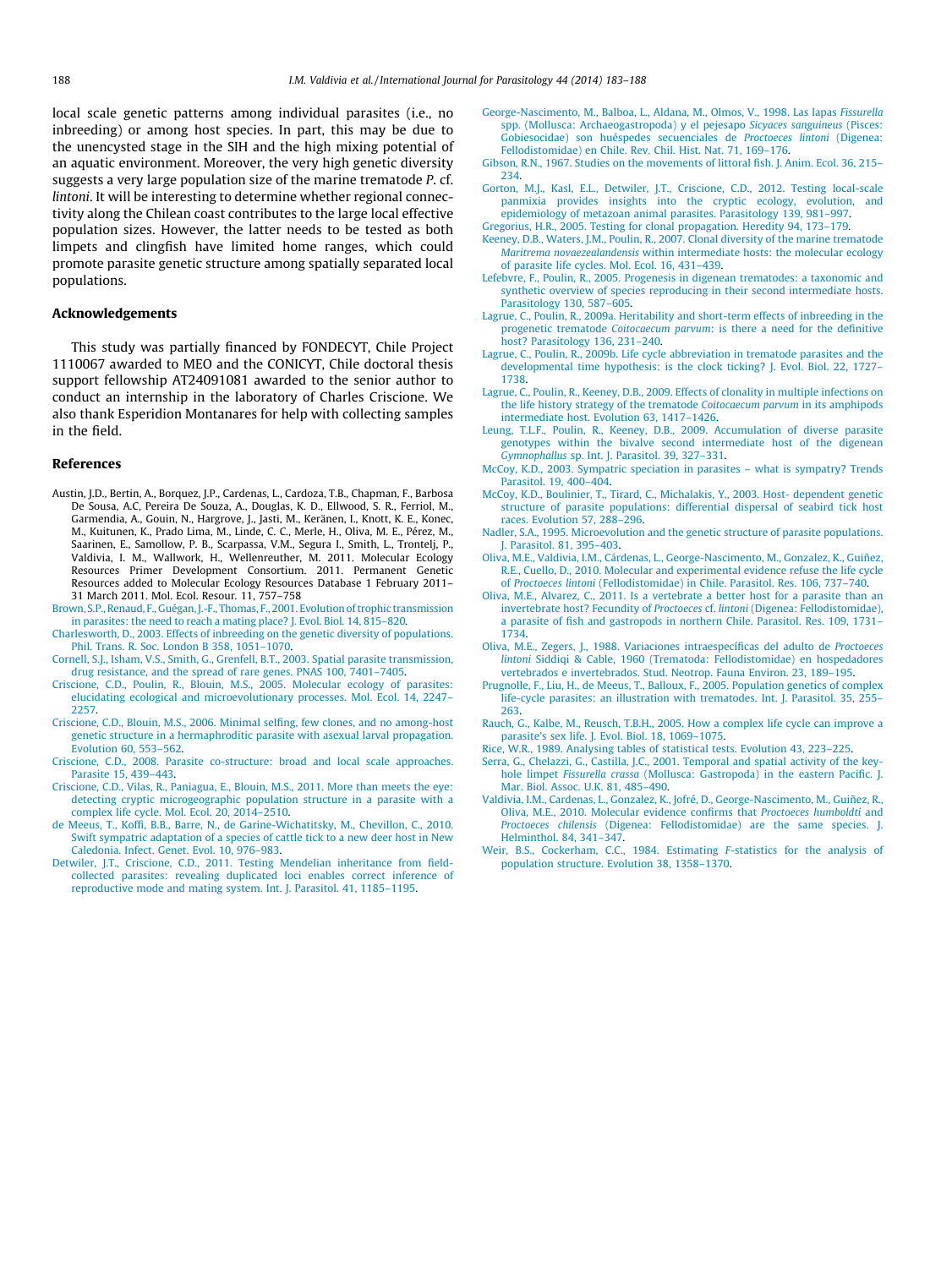local scale genetic patterns among individual parasites (i.e., no inbreeding) or among host species. In part, this may be due to the unencysted stage in the SIH and the high mixing potential of an aquatic environment. Moreover, the very high genetic diversity suggests a very large population size of the marine trematode *P.* cf. *lintoni*. It will be interesting to determine whether regional connectivity along the Chilean coast contributes to the large local effective population sizes. However, the latter needs to be tested as both limpets and clingfish have limited home ranges, which could promote parasite genetic structure among spatially separated local populations.

## Acknowledgements

This study was partially financed by FONDECYT, Chile Project 1110067 awarded to MEO and the CONICYT, Chile doctoral thesis support fellowship AT24091081 awarded to the senior author to conduct an internship in the laboratory of Charles Criscione. We also thank Esperidion Montanares for help with collecting samples in the field.

## References

Austin, J.D., Bertin, A., Borquez, J.P., Cardenas, L., Cardoza, T.B., Chapman, F., Barbosa De Sousa, A.C, Pereira De Souza, A., Douglas, K. D., Ellwood, S. R., Ferriol, M., Garmendia, A., Gouin, N., Hargrove, J., Jasti, M., Keränen, I., Knott, K. E., Konec, M., Kuitunen, K., Prado Lima, M., Linde, C. C., Merle, H., Oliva, M. E., Pérez, M., Saarinen, E., Samollow, P. B., Scarpassa, V.M., Segura I., Smith, L., Trontelj, P., Valdivia, I. M., Wallwork, H., Wellenreuther, M. 2011. Molecular Ecology Resources Primer Development Consortium. 2011. Permanent Genetic Resources added to Molecular Ecology Resources Database 1 February 2011–31 March 2011. Mol. Ecol. Resour. 11, 757–758

Brown, S.P., Renaud, F., Guégan, J.-F., Thomas, F., 2001. Evolution of trophic transmission in parasites: the need to reach a mating place? J. Evol. Biol. 14, 815–820.

Charlesworth, D., 2003. Effects of inbreeding on the genetic diversity of populations. Phil. Trans. R. Soc. London B 358, 1051–1070.

Cornell, S.J., Isham, V.S., Smith, G., Grenfell, B.T., 2003. Spatial parasite transmission, drug resistance, and the spread of rare genes. PNAS 100, 7401–7405.

Criscione, C.D., Poulin, R., Blouin, M.S., 2005. Molecular ecology of parasites: elucidating ecological and microevolutionary processes. Mol. Ecol. 14, 2247–2257.

Criscione, C.D., Blouin, M.S., 2006. Minimal selfing, few clones, and no among-host genetic structure in a hermaphroditic parasite with asexual larval propagation. Evolution 60, 553–562.

Criscione, C.D., 2008. Parasite co-structure: broad and local scale approaches. Parasite 15, 439–443.

Criscione, C.D., Vilas, R., Paniagua, E., Blouin, M.S., 2011. More than meets the eye: detecting cryptic microgeographic population structure in a parasite with a complex life cycle. Mol. Ecol. 20, 2014–2510.

de Meeus, T., Koffi, B.B., Barre, N., de Garine-Wichatitsky, M., Chevillon, C., 2010. Swift sympatric adaptation of a species of cattle tick to a new deer host in New Caledonia. Infect. Genet. Evol. 10, 976–983.

Detwiler, J.T., Criscione, C.D., 2011. Testing Mendelian inheritance from field-collected parasites: revealing duplicated loci enables correct inference of reproductive mode and mating system. Int. J. Parasitol. 41, 1185–1195.

George-Nascimento, M., Balboa, L., Aldana, M., Olmos, V., 1998. Las lapas *Fissurella* spp. (Mollusca: Archaeogastropoda) y el pejesapo *Sicyaces sanguineus* (Pisces: Gobiesocidae) son huéspedes secuenciales de *Proctoeces lintoni* (Digenea: Fellodistomidae) en Chile. Rev. Chil. Hist. Nat. 71, 169–176.

Gibson, R.N., 1967. Studies on the movements of littoral fish. J. Anim. Ecol. 36, 215–234.

Gorton, M.J., Kasl, E.L., Detwiler, J.T., Criscione, C.D., 2012. Testing local-scale panmixia provides insights into the cryptic ecology, evolution, and epidemiology of metazoan animal parasites. Parasitology 139, 981–997.

Gregorius, H.R., 2005. Testing for clonal propagation. Heredity 94, 173–179.

Keeney, D.B., Waters, J.M., Poulin, R., 2007. Clonal diversity of the marine trematode *Maritrema novaezealandensis* within intermediate hosts: the molecular ecology of parasite life cycles. Mol. Ecol. 16, 431–439.

Lefebvre, F., Poulin, R., 2005. Progenesis in digenean trematodes: a taxonomic and synthetic overview of species reproducing in their second intermediate hosts. Parasitology 130, 587–605.

Lagrue, C., Poulin, R., 2009a. Heritability and short-term effects of inbreeding in the progenetic trematode *Coitocaecum parvum*: is there a need for the definitive host? Parasitology 136, 231–240.

Lagrue, C., Poulin, R., 2009b. Life cycle abbreviation in trematode parasites and the developmental time hypothesis: is the clock ticking? J. Evol. Biol. 22, 1727–1738.

Lagrue, C., Poulin, R., Keeney, D.B., 2009. Effects of clonality in multiple infections on the life history strategy of the trematode *Coitocaecum parvum* in its amphipods intermediate host. Evolution 63, 1417–1426.

Leung, T.L.F., Poulin, R., Keeney, D.B., 2009. Accumulation of diverse parasite genotypes within the bivalve second intermediate host of the digenean *Gymnophallus* sp. Int. J. Parasitol. 39, 327–331.

McCoy, K.D., 2003. Sympatric speciation in parasites – what is sympatry? Trends Parasitol. 19, 400–404.

McCoy, K.D., Boulinier, T., Tirard, C., Michalakis, Y., 2003. Host- dependent genetic structure of parasite populations: differential dispersal of seabird tick host races. Evolution 57, 288–296.

Nadler, S.A., 1995. Microevolution and the genetic structure of parasite populations. J. Parasitol. 81, 395–403.

Oliva, M.E., Valdivia, I.M., Cárdenas, L., George-Nascimento, M., Gonzalez, K., Guiñez, R.E., Cuello, D., 2010. Molecular and experimental evidence refuse the life cycle of *Proctoeces lintoni* (Fellodistomidae) in Chile. Parasitol. Res. 106, 737–740.

Oliva, M.E., Alvarez, C., 2011. Is a vertebrate a better host for a parasite than an invertebrate host? Fecundity of *Proctoeces* cf. *lintoni* (Digenea: Fellodistomidae), a parasite of fish and gastropods in northern Chile. Parasitol. Res. 109, 1731–1734.

Oliva, M.E., Zegers, J., 1988. Variaciones intraespecíficas del adulto de *Proctoeces lintoni* Siddiqi & Cable, 1960 (Trematoda: Fellodistomidae) en hospedadores vertebrados e invertebrados. Stud. Neotrop. Fauna Environ. 23, 189–195.

Prugnolle, F., Liu, H., de Meeus, T., Balloux, F., 2005. Population genetics of complex life-cycle parasites: an illustration with trematodes. Int. J. Parasitol. 35, 255–263.

Rauch, G., Kalbe, M., Reusch, T.B.H., 2005. How a complex life cycle can improve a parasite's sex life. J. Evol. Biol. 18, 1069–1075.

Rice, W.R., 1989. Analysing tables of statistical tests. Evolution 43, 223–225.

Serra, G., Chelazzi, G., Castilla, J.C., 2001. Temporal and spatial activity of the key-hole limpet *Fissurella crassa* (Mollusca: Gastropoda) in the eastern Pacific. J. Mar. Biol. Assoc. U.K. 81, 485–490.

Valdivia, I.M., Cardenas, L., Gonzalez, K., Jofré, D., George-Nascimento, M., Guiñez, R., Oliva, M.E., 2010. Molecular evidence confirms that *Proctoeces humboldti* and *Proctoeces chilensis* (Digenea: Fellodistomidae) are the same species. J. Helminthol. 84, 341–347.

Weir, B.S., Cockerham, C.C., 1984. Estimating *F*-statistics for the analysis of population structure. Evolution 38, 1358–1370.